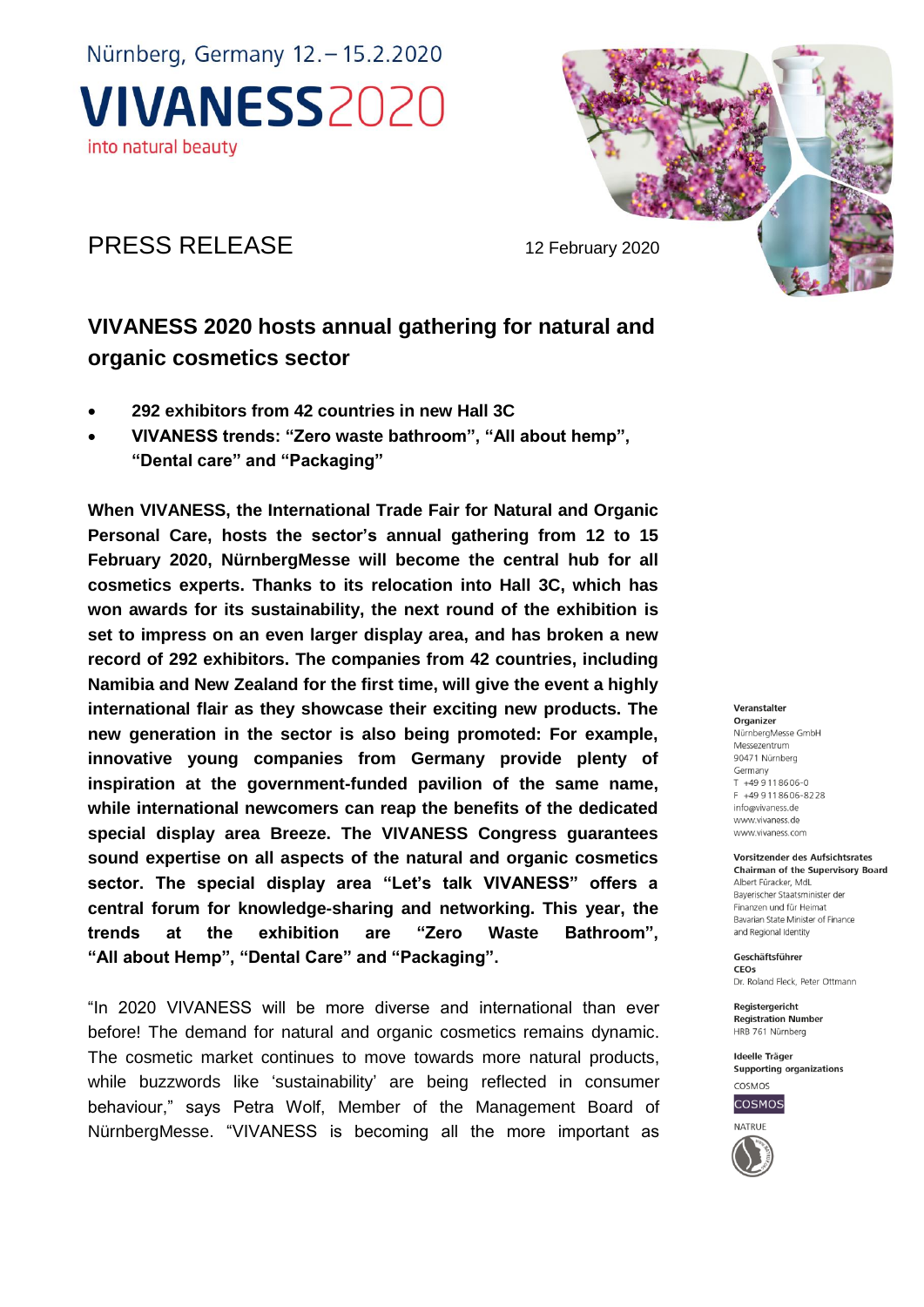Nürnberg, Germany 12.– 15.2.2020

**VIVANESS2020**

into natural beauty

PRESS RELEASE

12 February 2020

## VIVANESS 2020 hosts annual gathering for natural and organic cosmetics sector

- **292 exhibitors from 42 countries in new Hall 3C**
- **VIVANESS trends: "Zero waste bathroom", "All about hemp", "Dental care" and "Packaging"**

**When VIVANESS, the International Trade Fair for Natural and Organic Personal Care, hosts the sector's annual gathering from 12 to 15 February 2020, NürnbergMesse will become the central hub for all cosmetics experts. Thanks to its relocation into Hall 3C, which has won awards for its sustainability, the next round of the exhibition is set to impress on an even larger display area, and has broken a new record of 292 exhibitors. The companies from 42 countries, including Namibia and New Zealand for the first time, will give the event a highly international flair as they showcase their exciting new products. The new generation in the sector is also being promoted: For example, innovative young companies from Germany provide plenty of inspiration at the government-funded pavilion of the same name, while international newcomers can reap the benefits of the dedicated special display area Breeze. The VIVANESS Congress guarantees sound expertise on all aspects of the natural and organic cosmetics sector. The special display area "Let's talk VIVANESS" offers a central forum for knowledge-sharing and networking. This year, the trends at the exhibition are "Zero Waste Bathroom", "All about Hemp", "Dental Care" and "Packaging".**

"In 2020 VIVANESS will be more diverse and international than ever before! The demand for natural and organic cosmetics remains dynamic. The cosmetic market continues to move towards more natural products, while buzzwords like 'sustainability' are being reflected in consumer behaviour," says Petra Wolf, Member of the Management Board of NürnbergMesse. "VIVANESS is becoming all the more important as

**Veranstalter**
**Organizer**
NürnbergMesse GmbH
Messezentrum
90471 Nürnberg
Germany
T +49 9 11 86 06-0
F +49 9 11 86 06-82 28
info@vivaness.de
www.vivaness.de
www.vivaness.com

**Vorsitzender des Aufsichtsrates**
**Chairman of the Supervisory Board**
Albert Füracker, MdL
Bayerischer Staatsminister der Finanzen und für Heimat
Bavarian State Minister of Finance and Regional Identity

**Geschäftsführer**
**CEOs**
Dr. Roland Fleck, Peter Ottmann

**Registergericht**
**Registration Number**
HRB 761 Nürnberg

**Ideelle Träger**
**Supporting organizations**
COSMOS
NATRUE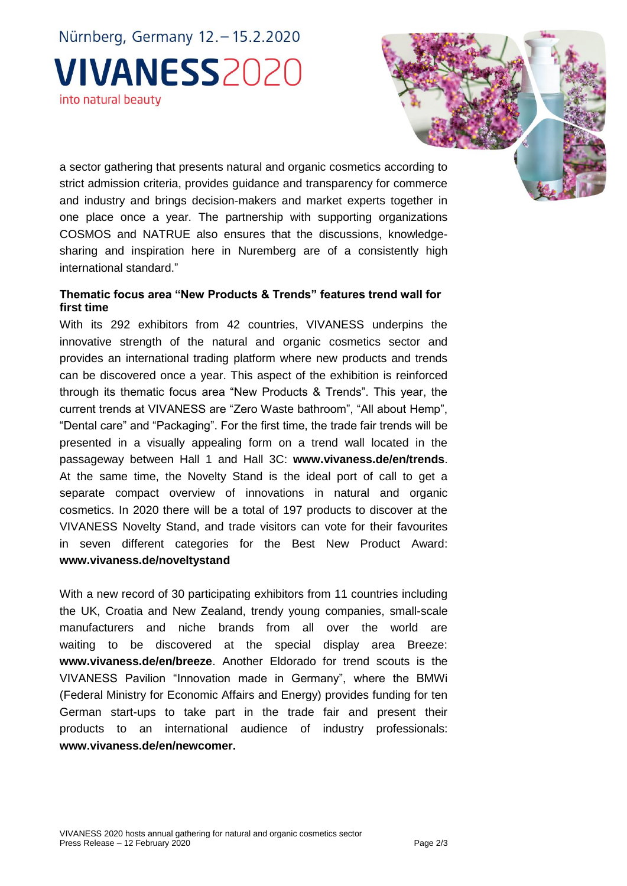a sector gathering that presents natural and organic cosmetics according to strict admission criteria, provides guidance and transparency for commerce and industry and brings decision-makers and market experts together in one place once a year. The partnership with supporting organizations COSMOS and NATRUE also ensures that the discussions, knowledge-sharing and inspiration here in Nuremberg are of a consistently high international standard."

**Thematic focus area "New Products & Trends" features trend wall for first time**

With its 292 exhibitors from 42 countries, VIVANESS underpins the innovative strength of the natural and organic cosmetics sector and provides an international trading platform where new products and trends can be discovered once a year. This aspect of the exhibition is reinforced through its thematic focus area "New Products & Trends". This year, the current trends at VIVANESS are "Zero Waste bathroom", "All about Hemp", "Dental care" and "Packaging". For the first time, the trade fair trends will be presented in a visually appealing form on a trend wall located in the passageway between Hall 1 and Hall 3C: **www.vivaness.de/en/trends**. At the same time, the Novelty Stand is the ideal port of call to get a separate compact overview of innovations in natural and organic cosmetics. In 2020 there will be a total of 197 products to discover at the VIVANESS Novelty Stand, and trade visitors can vote for their favourites in seven different categories for the Best New Product Award: **www.vivaness.de/noveltystand**

With a new record of 30 participating exhibitors from 11 countries including the UK, Croatia and New Zealand, trendy young companies, small-scale manufacturers and niche brands from all over the world are waiting to be discovered at the special display area Breeze: **www.vivaness.de/en/breeze**. Another Eldorado for trend scouts is the VIVANESS Pavilion "Innovation made in Germany", where the BMWi (Federal Ministry for Economic Affairs and Energy) provides funding for ten German start-ups to take part in the trade fair and present their products to an international audience of industry professionals: **www.vivaness.de/en/newcomer.**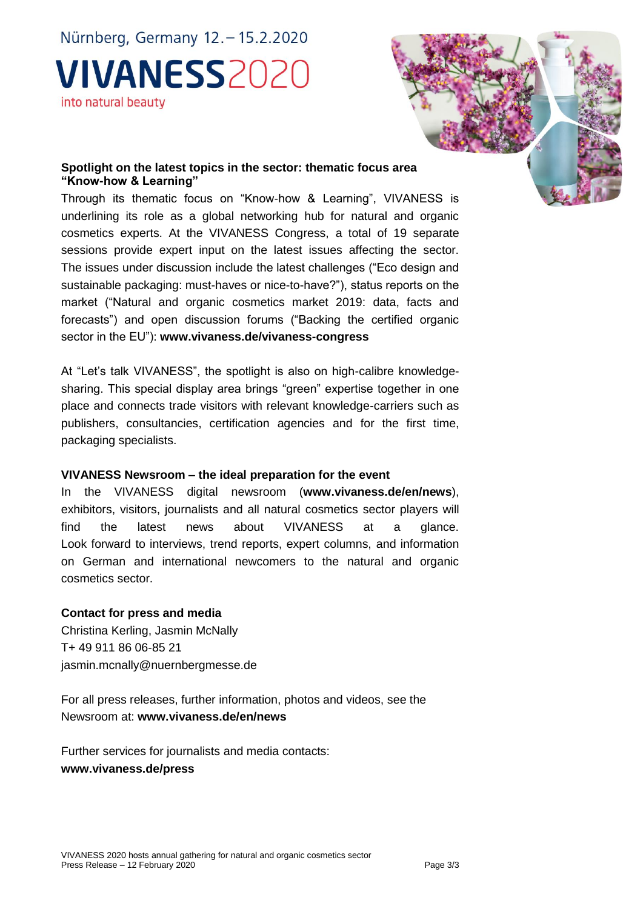## Spotlight on the latest topics in the sector: thematic focus area "Know-how & Learning"

Through its thematic focus on "Know-how & Learning", VIVANESS is underlining its role as a global networking hub for natural and organic cosmetics experts. At the VIVANESS Congress, a total of 19 separate sessions provide expert input on the latest issues affecting the sector. The issues under discussion include the latest challenges ("Eco design and sustainable packaging: must-haves or nice-to-have?"), status reports on the market ("Natural and organic cosmetics market 2019: data, facts and forecasts") and open discussion forums ("Backing the certified organic sector in the EU"): **www.vivaness.de/vivaness-congress**

At "Let's talk VIVANESS", the spotlight is also on high-calibre knowledge-sharing. This special display area brings "green" expertise together in one place and connects trade visitors with relevant knowledge-carriers such as publishers, consultancies, certification agencies and for the first time, packaging specialists.

## VIVANESS Newsroom – the ideal preparation for the event

In the VIVANESS digital newsroom (**www.vivaness.de/en/news**), exhibitors, visitors, journalists and all natural cosmetics sector players will find the latest news about VIVANESS at a glance. Look forward to interviews, trend reports, expert columns, and information on German and international newcomers to the natural and organic cosmetics sector.

## Contact for press and media

Christina Kerling, Jasmin McNally
T+ 49 911 86 06-85 21
jasmin.mcnally@nuernbergmesse.de

For all press releases, further information, photos and videos, see the Newsroom at: **www.vivaness.de/en/news**

Further services for journalists and media contacts:
**www.vivaness.de/press**